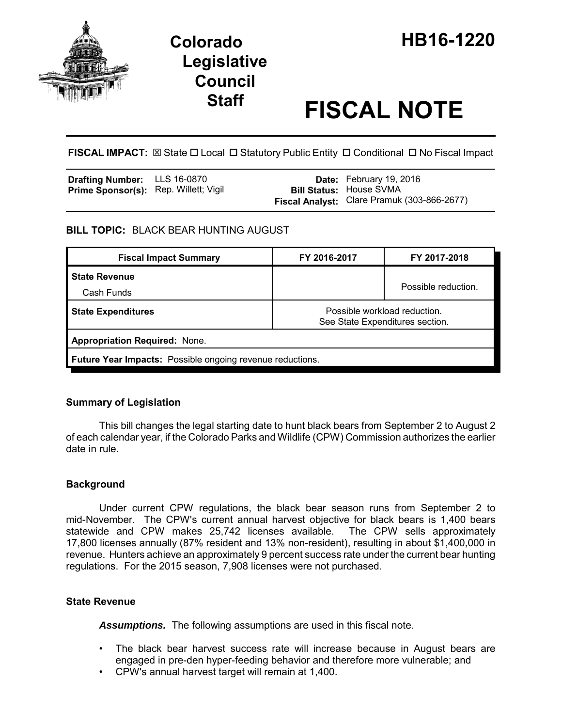# Colorado Legislative Council Staff

# HB16-1220

# FISCAL NOTE

**FISCAL IMPACT:** ☒ State ☐ Local ☐ Statutory Public Entity ☐ Conditional ☐ No Fiscal Impact

| | | | |
|---|---|---|---|
| **Drafting Number:** | LLS 16-0870 | **Date:** | February 19, 2016 |
| **Prime Sponsor(s):** | Rep. Willett; Vigil | **Bill Status:** | House SVMA |
| | | **Fiscal Analyst:** | Clare Pramuk (303-866-2677) |

**BILL TOPIC:** BLACK BEAR HUNTING AUGUST

| Fiscal Impact Summary | FY 2016-2017 | FY 2017-2018 |
|---|---|---|
| **State Revenue**<br>Cash Funds | | Possible reduction. |
| **State Expenditures** | Possible workload reduction.<br>See State Expenditures section. | |
| **Appropriation Required:** None. | | |
| **Future Year Impacts:** Possible ongoing revenue reductions. | | |

### Summary of Legislation

This bill changes the legal starting date to hunt black bears from September 2 to August 2 of each calendar year, if the Colorado Parks and Wildlife (CPW) Commission authorizes the earlier date in rule.

### Background

Under current CPW regulations, the black bear season runs from September 2 to mid-November. The CPW's current annual harvest objective for black bears is 1,400 bears statewide and CPW makes 25,742 licenses available. The CPW sells approximately 17,800 licenses annually (87% resident and 13% non-resident), resulting in about $1,400,000 in revenue. Hunters achieve an approximately 9 percent success rate under the current bear hunting regulations. For the 2015 season, 7,908 licenses were not purchased.

### State Revenue

***Assumptions.*** The following assumptions are used in this fiscal note.

- The black bear harvest success rate will increase because in August bears are engaged in pre-den hyper-feeding behavior and therefore more vulnerable; and
- CPW's annual harvest target will remain at 1,400.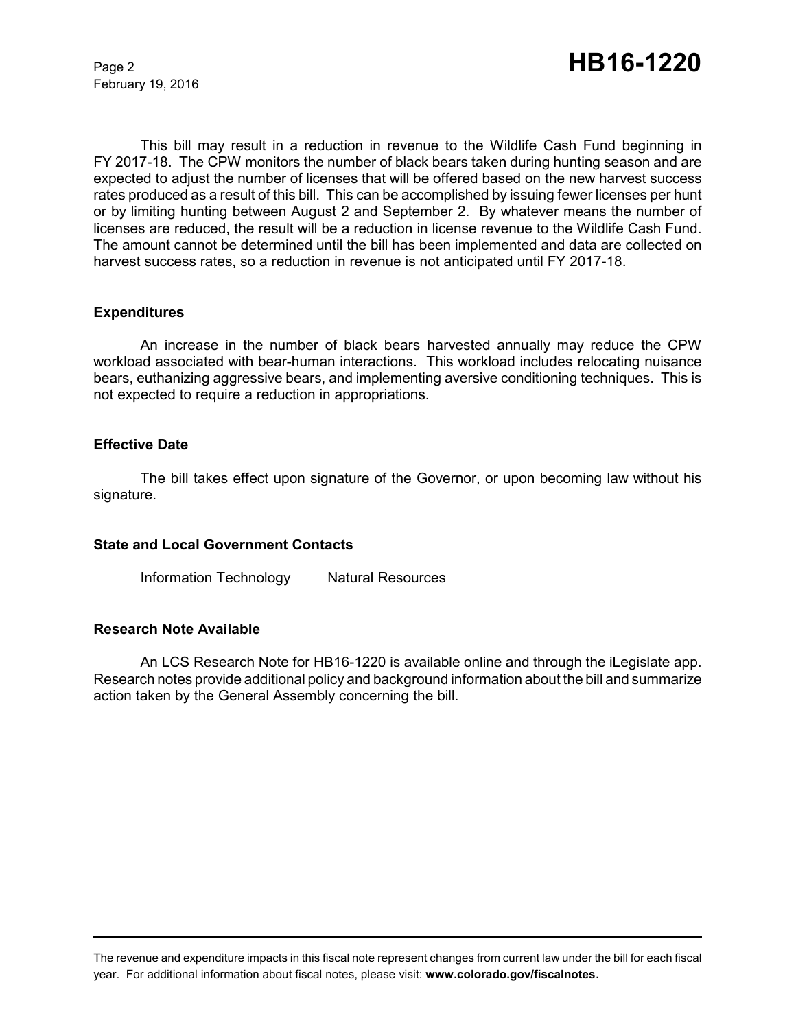This bill may result in a reduction in revenue to the Wildlife Cash Fund beginning in FY 2017-18. The CPW monitors the number of black bears taken during hunting season and are expected to adjust the number of licenses that will be offered based on the new harvest success rates produced as a result of this bill. This can be accomplished by issuing fewer licenses per hunt or by limiting hunting between August 2 and September 2. By whatever means the number of licenses are reduced, the result will be a reduction in license revenue to the Wildlife Cash Fund. The amount cannot be determined until the bill has been implemented and data are collected on harvest success rates, so a reduction in revenue is not anticipated until FY 2017-18.

### Expenditures

An increase in the number of black bears harvested annually may reduce the CPW workload associated with bear-human interactions. This workload includes relocating nuisance bears, euthanizing aggressive bears, and implementing aversive conditioning techniques. This is not expected to require a reduction in appropriations.

### Effective Date

The bill takes effect upon signature of the Governor, or upon becoming law without his signature.

### State and Local Government Contacts

Information Technology    Natural Resources

### Research Note Available

An LCS Research Note for HB16-1220 is available online and through the iLegislate app. Research notes provide additional policy and background information about the bill and summarize action taken by the General Assembly concerning the bill.

The revenue and expenditure impacts in this fiscal note represent changes from current law under the bill for each fiscal year. For additional information about fiscal notes, please visit: **www.colorado.gov/fiscalnotes.**